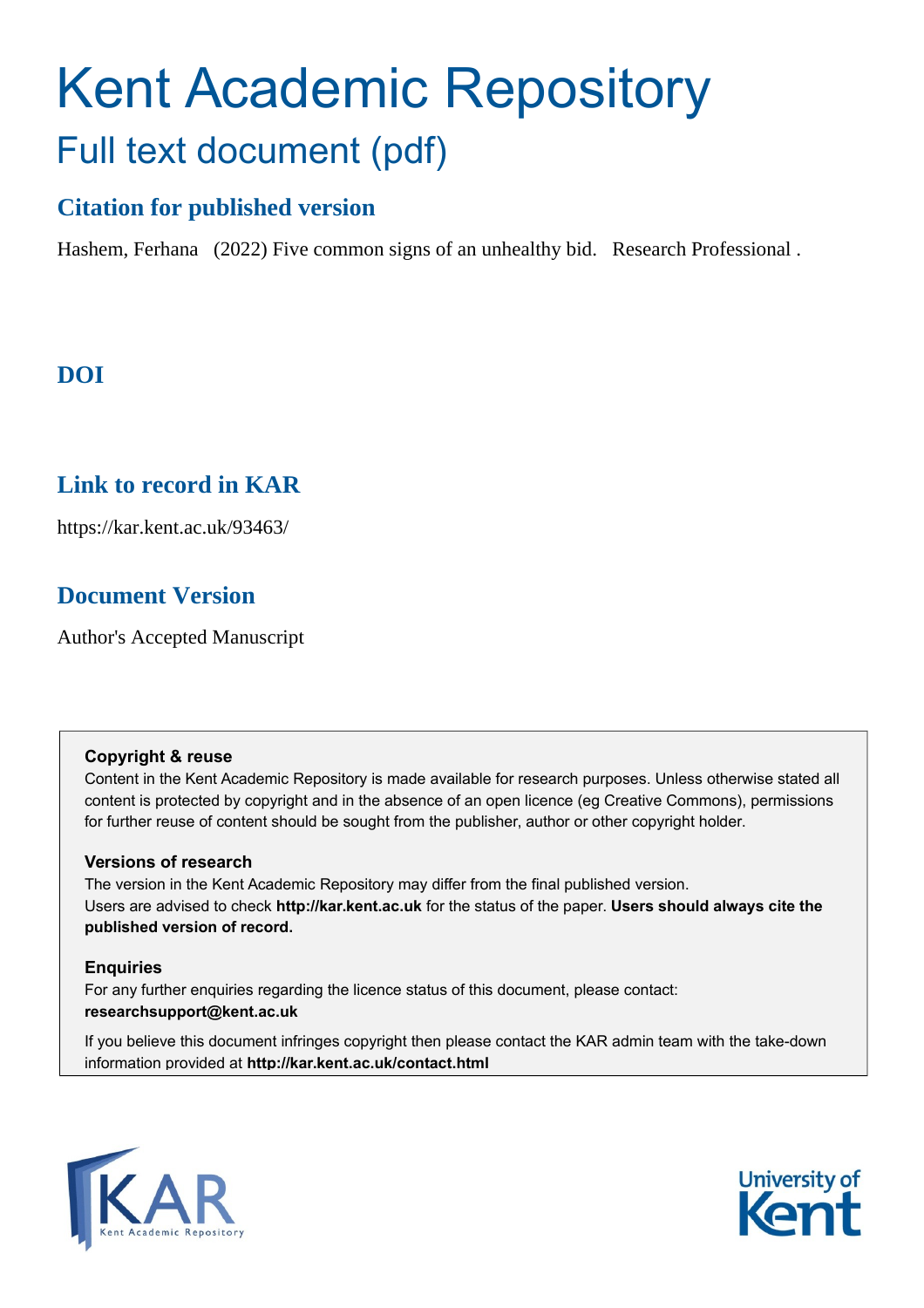# Kent Academic Repository

## Full text document (pdf)

## Citation for published version

Hashem, Ferhana (2022) Five common signs of an unhealthy bid. Research Professional .

## DOI

## Link to record in KAR

https://kar.kent.ac.uk/93463/

## Document Version

Author's Accepted Manuscript

**Copyright & reuse**

Content in the Kent Academic Repository is made available for research purposes. Unless otherwise stated all content is protected by copyright and in the absence of an open licence (eg Creative Commons), permissions for further reuse of content should be sought from the publisher, author or other copyright holder.

**Versions of research**

The version in the Kent Academic Repository may differ from the final published version. Users are advised to check **http://kar.kent.ac.uk** for the status of the paper. **Users should always cite the published version of record.**

**Enquiries**

For any further enquiries regarding the licence status of this document, please contact: **researchsupport@kent.ac.uk**

If you believe this document infringes copyright then please contact the KAR admin team with the take-down information provided at **http://kar.kent.ac.uk/contact.html**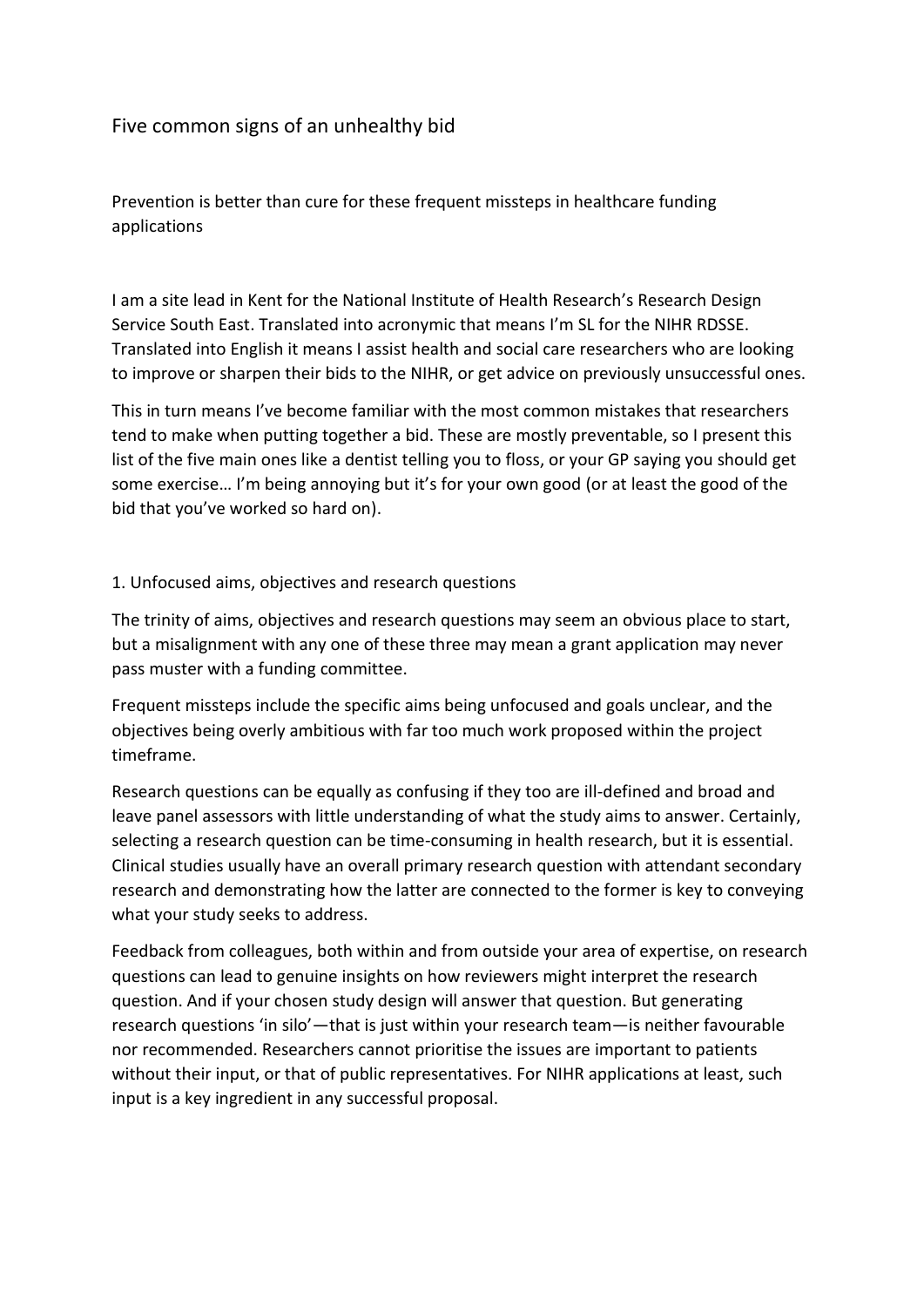# Five common signs of an unhealthy bid

Prevention is better than cure for these frequent missteps in healthcare funding applications

I am a site lead in Kent for the National Institute of Health Research's Research Design Service South East. Translated into acronymic that means I'm SL for the NIHR RDSSE. Translated into English it means I assist health and social care researchers who are looking to improve or sharpen their bids to the NIHR, or get advice on previously unsuccessful ones.

This in turn means I've become familiar with the most common mistakes that researchers tend to make when putting together a bid. These are mostly preventable, so I present this list of the five main ones like a dentist telling you to floss, or your GP saying you should get some exercise… I'm being annoying but it's for your own good (or at least the good of the bid that you've worked so hard on).

## 1. Unfocused aims, objectives and research questions

The trinity of aims, objectives and research questions may seem an obvious place to start, but a misalignment with any one of these three may mean a grant application may never pass muster with a funding committee.

Frequent missteps include the specific aims being unfocused and goals unclear, and the objectives being overly ambitious with far too much work proposed within the project timeframe.

Research questions can be equally as confusing if they too are ill-defined and broad and leave panel assessors with little understanding of what the study aims to answer. Certainly, selecting a research question can be time-consuming in health research, but it is essential. Clinical studies usually have an overall primary research question with attendant secondary research and demonstrating how the latter are connected to the former is key to conveying what your study seeks to address.

Feedback from colleagues, both within and from outside your area of expertise, on research questions can lead to genuine insights on how reviewers might interpret the research question. And if your chosen study design will answer that question. But generating research questions 'in silo'—that is just within your research team—is neither favourable nor recommended. Researchers cannot prioritise the issues are important to patients without their input, or that of public representatives. For NIHR applications at least, such input is a key ingredient in any successful proposal.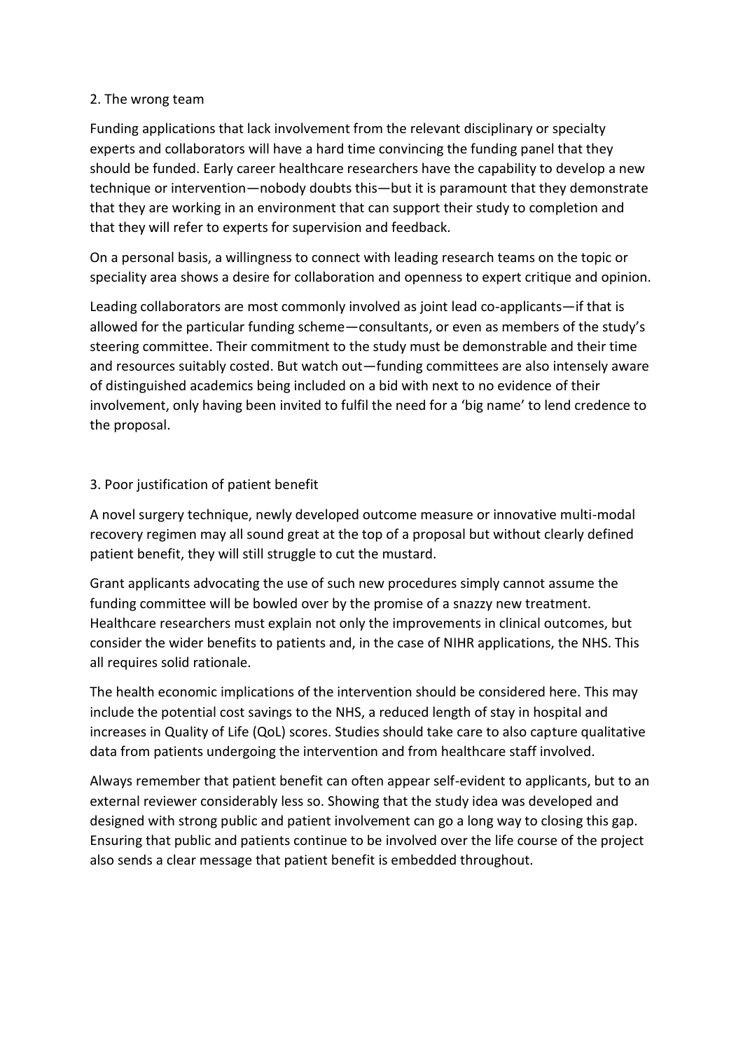## 2. The wrong team

Funding applications that lack involvement from the relevant disciplinary or specialty experts and collaborators will have a hard time convincing the funding panel that they should be funded. Early career healthcare researchers have the capability to develop a new technique or intervention—nobody doubts this—but it is paramount that they demonstrate that they are working in an environment that can support their study to completion and that they will refer to experts for supervision and feedback.

On a personal basis, a willingness to connect with leading research teams on the topic or speciality area shows a desire for collaboration and openness to expert critique and opinion.

Leading collaborators are most commonly involved as joint lead co-applicants—if that is allowed for the particular funding scheme—consultants, or even as members of the study's steering committee. Their commitment to the study must be demonstrable and their time and resources suitably costed. But watch out—funding committees are also intensely aware of distinguished academics being included on a bid with next to no evidence of their involvement, only having been invited to fulfil the need for a 'big name' to lend credence to the proposal.

## 3. Poor justification of patient benefit

A novel surgery technique, newly developed outcome measure or innovative multi-modal recovery regimen may all sound great at the top of a proposal but without clearly defined patient benefit, they will still struggle to cut the mustard.

Grant applicants advocating the use of such new procedures simply cannot assume the funding committee will be bowled over by the promise of a snazzy new treatment. Healthcare researchers must explain not only the improvements in clinical outcomes, but consider the wider benefits to patients and, in the case of NIHR applications, the NHS. This all requires solid rationale.

The health economic implications of the intervention should be considered here. This may include the potential cost savings to the NHS, a reduced length of stay in hospital and increases in Quality of Life (QoL) scores. Studies should take care to also capture qualitative data from patients undergoing the intervention and from healthcare staff involved.

Always remember that patient benefit can often appear self-evident to applicants, but to an external reviewer considerably less so. Showing that the study idea was developed and designed with strong public and patient involvement can go a long way to closing this gap. Ensuring that public and patients continue to be involved over the life course of the project also sends a clear message that patient benefit is embedded throughout.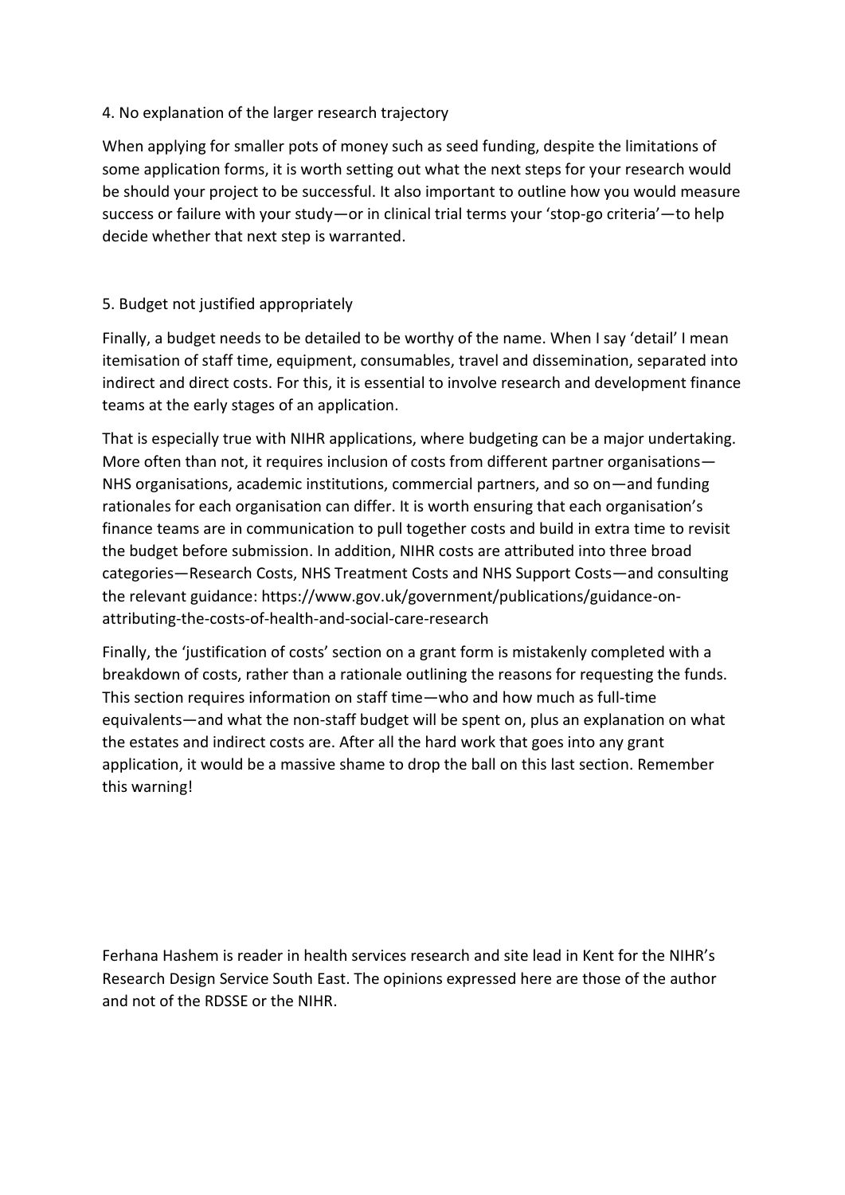4. No explanation of the larger research trajectory

When applying for smaller pots of money such as seed funding, despite the limitations of some application forms, it is worth setting out what the next steps for your research would be should your project to be successful. It also important to outline how you would measure success or failure with your study—or in clinical trial terms your 'stop-go criteria'—to help decide whether that next step is warranted.

5. Budget not justified appropriately

Finally, a budget needs to be detailed to be worthy of the name. When I say 'detail' I mean itemisation of staff time, equipment, consumables, travel and dissemination, separated into indirect and direct costs. For this, it is essential to involve research and development finance teams at the early stages of an application.

That is especially true with NIHR applications, where budgeting can be a major undertaking. More often than not, it requires inclusion of costs from different partner organisations—NHS organisations, academic institutions, commercial partners, and so on—and funding rationales for each organisation can differ. It is worth ensuring that each organisation's finance teams are in communication to pull together costs and build in extra time to revisit the budget before submission. In addition, NIHR costs are attributed into three broad categories—Research Costs, NHS Treatment Costs and NHS Support Costs—and consulting the relevant guidance: https://www.gov.uk/government/publications/guidance-on-attributing-the-costs-of-health-and-social-care-research

Finally, the 'justification of costs' section on a grant form is mistakenly completed with a breakdown of costs, rather than a rationale outlining the reasons for requesting the funds. This section requires information on staff time—who and how much as full-time equivalents—and what the non-staff budget will be spent on, plus an explanation on what the estates and indirect costs are. After all the hard work that goes into any grant application, it would be a massive shame to drop the ball on this last section. Remember this warning!

Ferhana Hashem is reader in health services research and site lead in Kent for the NIHR's Research Design Service South East. The opinions expressed here are those of the author and not of the RDSSE or the NIHR.